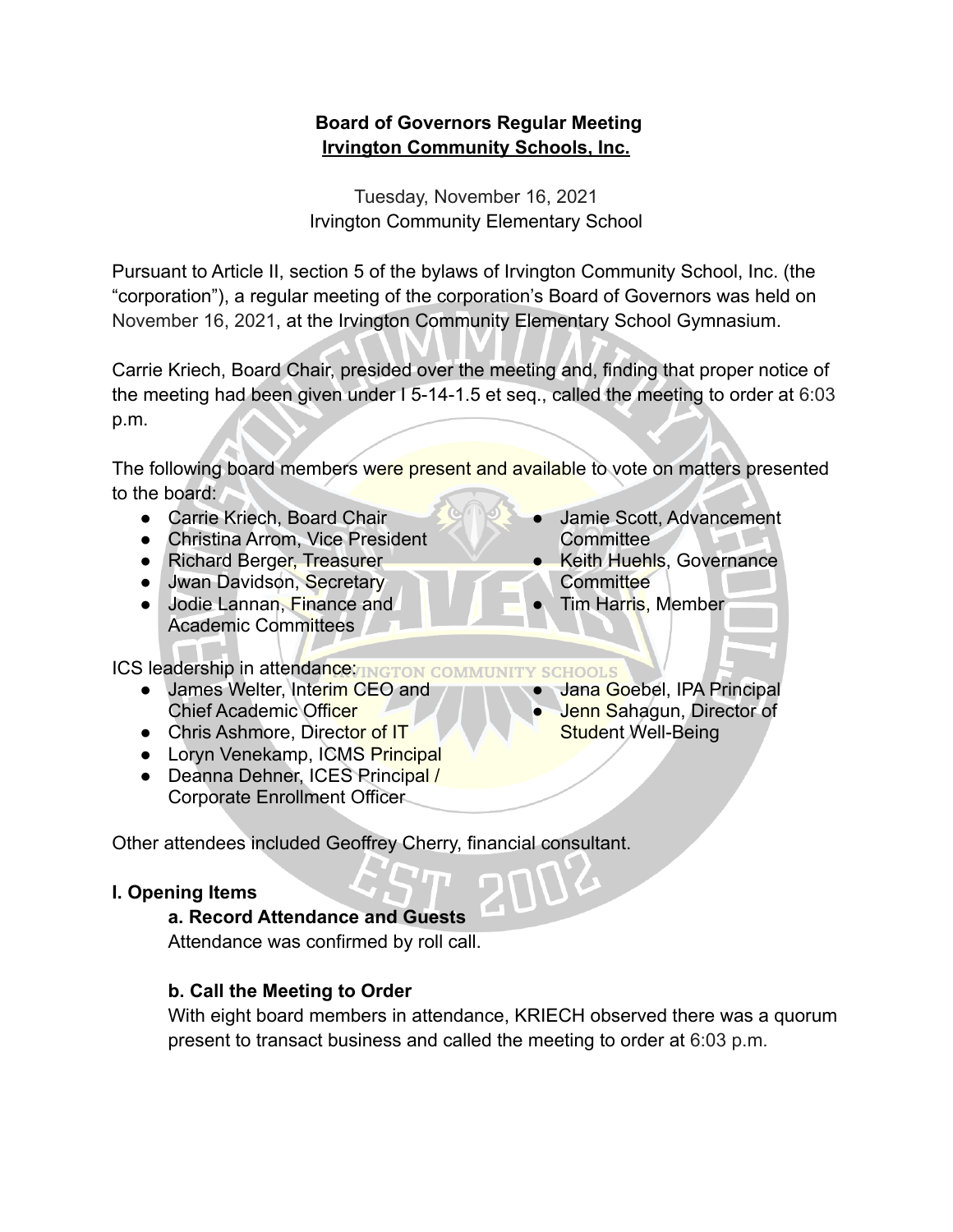# Board of Governors Regular Meeting
## Irvington Community Schools, Inc.

Tuesday, November 16, 2021
Irvington Community Elementary School

Pursuant to Article II, section 5 of the bylaws of Irvington Community School, Inc. (the "corporation"), a regular meeting of the corporation's Board of Governors was held on November 16, 2021, at the Irvington Community Elementary School Gymnasium.

Carrie Kriech, Board Chair, presided over the meeting and, finding that proper notice of the meeting had been given under I 5-14-1.5 et seq., called the meeting to order at 6:03 p.m.

The following board members were present and available to vote on matters presented to the board:

- Carrie Kriech, Board Chair
- Christina Arrom, Vice President
- Richard Berger, Treasurer
- Jwan Davidson, Secretary
- Jodie Lannan, Finance and Academic Committees
- Jamie Scott, Advancement Committee
- Keith Huehls, Governance Committee
- Tim Harris, Member

ICS leadership in attendance:

- James Welter, Interim CEO and Chief Academic Officer
- Chris Ashmore, Director of IT
- Loryn Venekamp, ICMS Principal
- Deanna Dehner, ICES Principal / Corporate Enrollment Officer
- Jana Goebel, IPA Principal
- Jenn Sahagun, Director of Student Well-Being

Other attendees included Geoffrey Cherry, financial consultant.

### I. Opening Items

**a. Record Attendance and Guests**

Attendance was confirmed by roll call.

**b. Call the Meeting to Order**

With eight board members in attendance, KRIECH observed there was a quorum present to transact business and called the meeting to order at 6:03 p.m.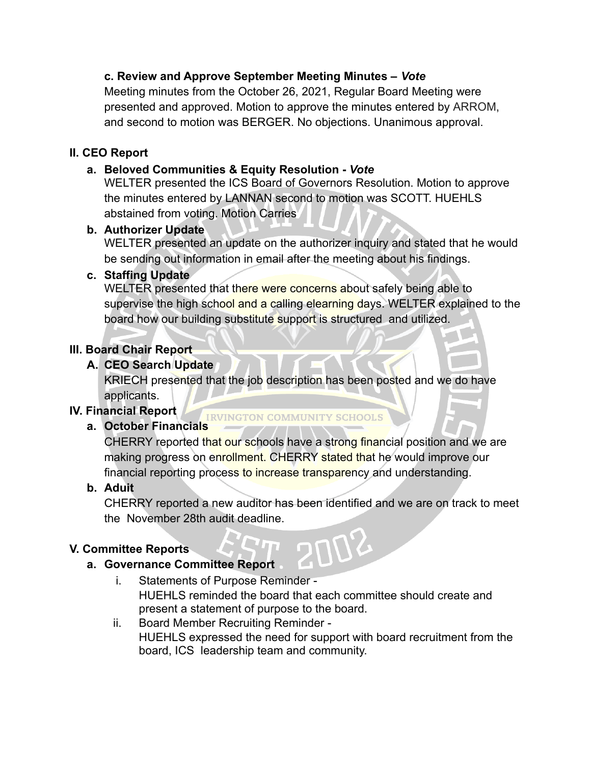**c. Review and Approve September Meeting Minutes – *Vote***

Meeting minutes from the October 26, 2021, Regular Board Meeting were presented and approved. Motion to approve the minutes entered by ARROM, and second to motion was BERGER. No objections. Unanimous approval.

**II. CEO Report**

**a. Beloved Communities & Equity Resolution - *Vote***

WELTER presented the ICS Board of Governors Resolution. Motion to approve the minutes entered by LANNAN second to motion was SCOTT. HUEHLS abstained from voting. Motion Carries

**b. Authorizer Update**

WELTER presented an update on the authorizer inquiry and stated that he would be sending out information in email after the meeting about his findings.

**c. Staffing Update**

WELTER presented that there were concerns about safely being able to supervise the high school and a calling elearning days. WELTER explained to the board how our building substitute support is structured and utilized.

**III. Board Chair Report**

**A. CEO Search Update**

KRIECH presented that the job description has been posted and we do have applicants.

**IV. Financial Report**

**a. October Financials**

CHERRY reported that our schools have a strong financial position and we are making progress on enrollment. CHERRY stated that he would improve our financial reporting process to increase transparency and understanding.

**b. Adiut**

CHERRY reported a new auditor has been identified and we are on track to meet the November 28th audit deadline.

**V. Committee Reports**

**a. Governance Committee Report**

i. Statements of Purpose Reminder -
HUEHLS reminded the board that each committee should create and present a statement of purpose to the board.

ii. Board Member Recruiting Reminder -
HUEHLS expressed the need for support with board recruitment from the board, ICS leadership team and community.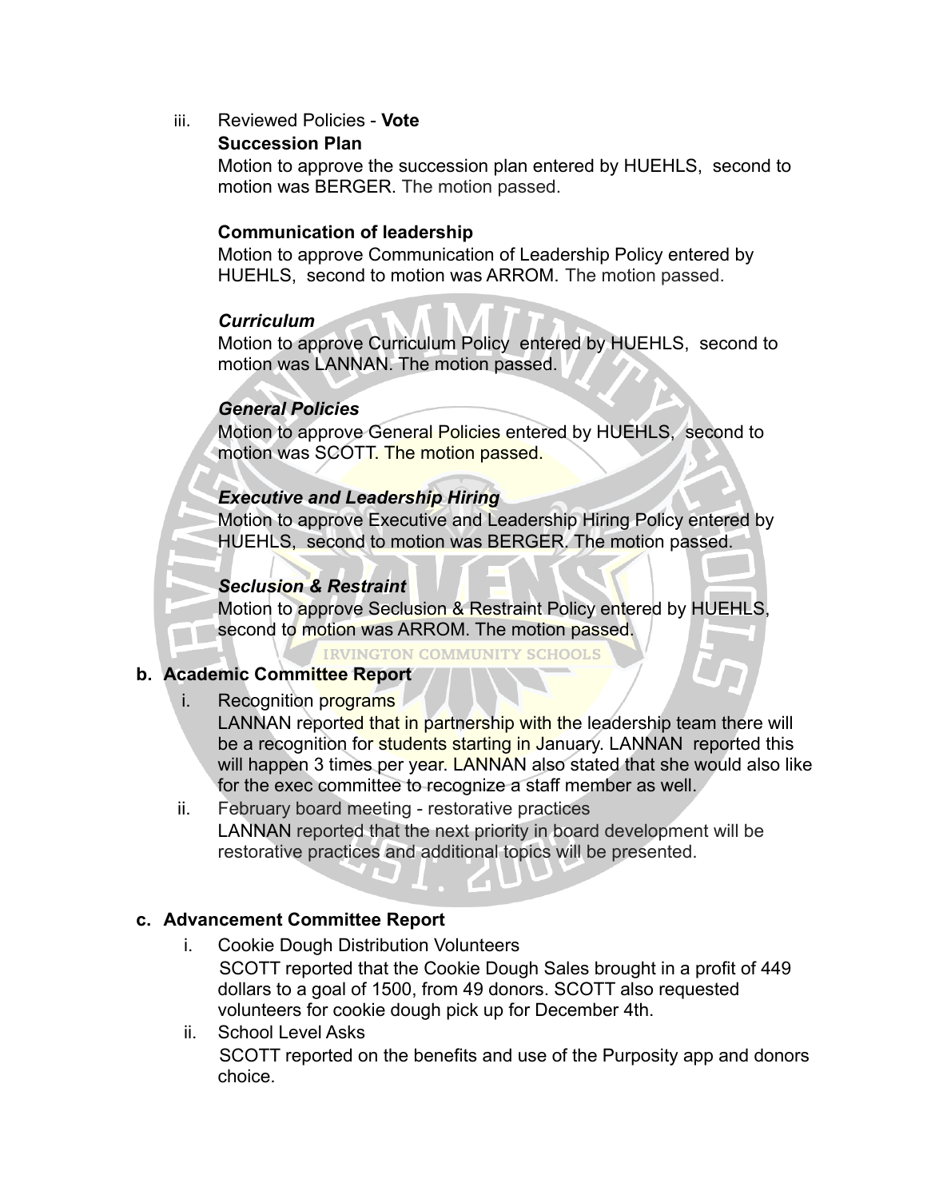iii. Reviewed Policies - **Vote**

**Succession Plan**

Motion to approve the succession plan entered by HUEHLS, second to motion was BERGER. The motion passed.

**Communication of leadership**

Motion to approve Communication of Leadership Policy entered by HUEHLS, second to motion was ARROM. The motion passed.

***Curriculum***

Motion to approve Curriculum Policy entered by HUEHLS, second to motion was LANNAN. The motion passed.

***General Policies***

Motion to approve General Policies entered by HUEHLS, second to motion was SCOTT. The motion passed.

***Executive and Leadership Hiring***

Motion to approve Executive and Leadership Hiring Policy entered by HUEHLS, second to motion was BERGER. The motion passed.

***Seclusion & Restraint***

Motion to approve Seclusion & Restraint Policy entered by HUEHLS, second to motion was ARROM. The motion passed.

**b. Academic Committee Report**

i. Recognition programs

LANNAN reported that in partnership with the leadership team there will be a recognition for students starting in January. LANNAN reported this will happen 3 times per year. LANNAN also stated that she would also like for the exec committee to recognize a staff member as well.

ii. February board meeting - restorative practices

LANNAN reported that the next priority in board development will be restorative practices and additional topics will be presented.

**c. Advancement Committee Report**

i. Cookie Dough Distribution Volunteers

SCOTT reported that the Cookie Dough Sales brought in a profit of 449 dollars to a goal of 1500, from 49 donors. SCOTT also requested volunteers for cookie dough pick up for December 4th.

ii. School Level Asks

SCOTT reported on the benefits and use of the Purposity app and donors choice.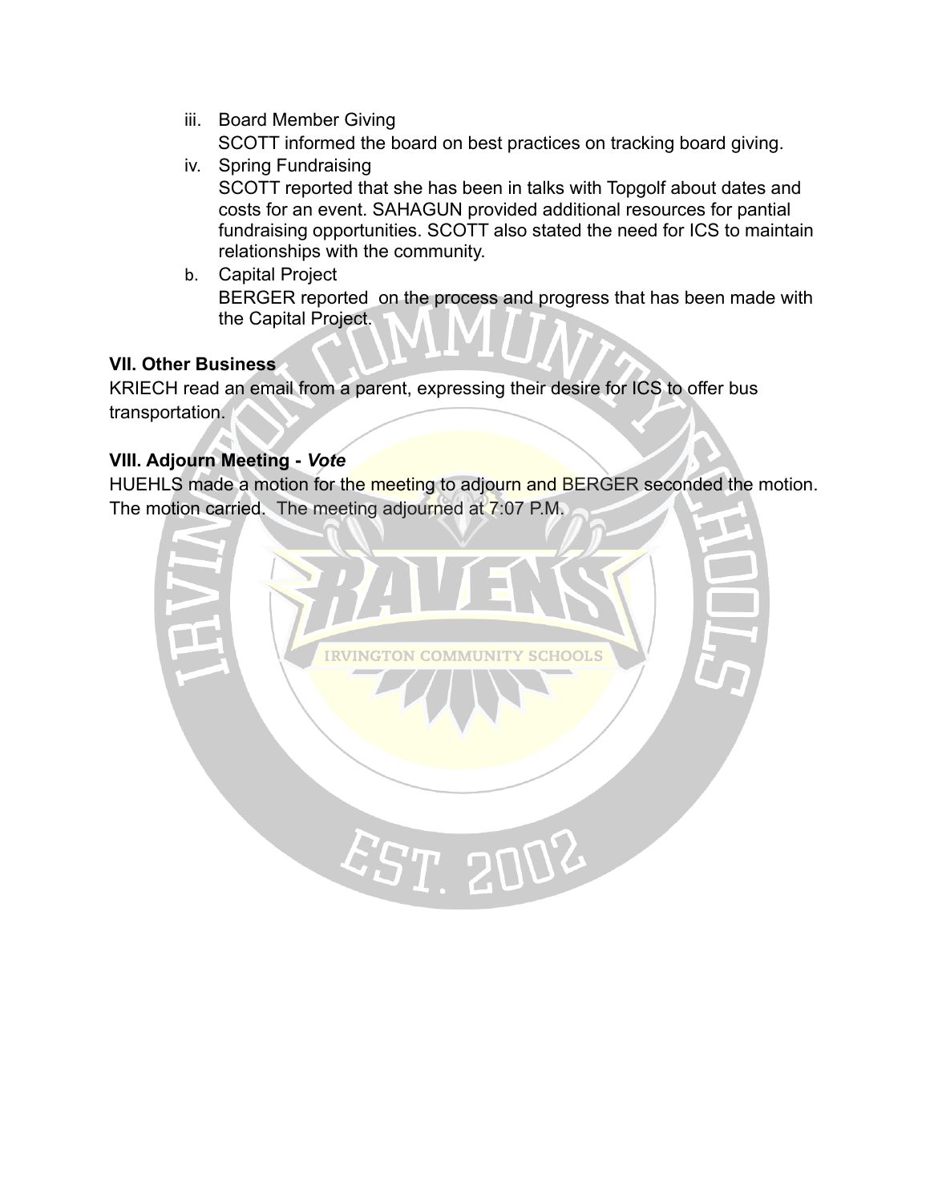iii. Board Member Giving
   SCOTT informed the board on best practices on tracking board giving.

iv. Spring Fundraising
   SCOTT reported that she has been in talks with Topgolf about dates and costs for an event. SAHAGUN provided additional resources for pantial fundraising opportunities. SCOTT also stated the need for ICS to maintain relationships with the community.

b. Capital Project
   BERGER reported on the process and progress that has been made with the Capital Project.

**VII. Other Business**

KRIECH read an email from a parent, expressing their desire for ICS to offer bus transportation.

**VIII. Adjourn Meeting -** ***Vote***

HUEHLS made a motion for the meeting to adjourn and BERGER seconded the motion. The motion carried. The meeting adjourned at 7:07 P.M.